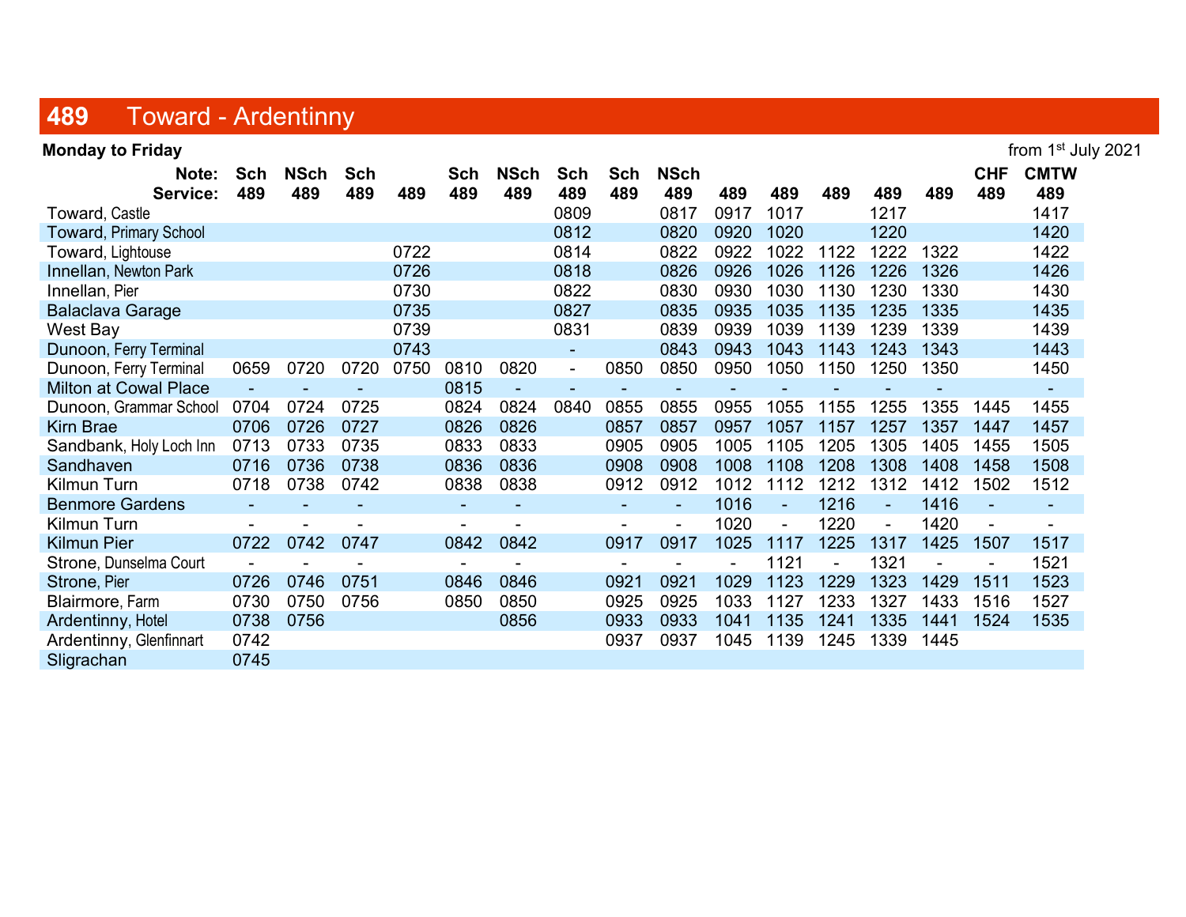# 489 Toward - Ardentinny

**Monday to Friday** — from 1st July 2021

| Note: | Sch | NSch | Sch | | Sch | NSch | Sch | Sch | NSch | | | | | | CHF | CMTW |
|---|---|---|---|---|---|---|---|---|---|---|---|---|---|---|---|---|
| **Service:** | **489** | **489** | **489** | **489** | **489** | **489** | **489** | **489** | **489** | **489** | **489** | **489** | **489** | **489** | **489** | **489** |
| Toward, Castle | | | | | | | 0809 | | 0817 | 0917 | 1017 | | 1217 | | | 1417 |
| Toward, Primary School | | | | | | | 0812 | | 0820 | 0920 | 1020 | | 1220 | | | 1420 |
| Toward, Lightouse | | | | 0722 | | | 0814 | | 0822 | 0922 | 1022 | 1122 | 1222 | 1322 | | 1422 |
| Innellan, Newton Park | | | | 0726 | | | 0818 | | 0826 | 0926 | 1026 | 1126 | 1226 | 1326 | | 1426 |
| Innellan, Pier | | | | 0730 | | | 0822 | | 0830 | 0930 | 1030 | 1130 | 1230 | 1330 | | 1430 |
| Balaclava Garage | | | | 0735 | | | 0827 | | 0835 | 0935 | 1035 | 1135 | 1235 | 1335 | | 1435 |
| West Bay | | | | 0739 | | | 0831 | | 0839 | 0939 | 1039 | 1139 | 1239 | 1339 | | 1439 |
| Dunoon, Ferry Terminal | | | | 0743 | | | - | | 0843 | 0943 | 1043 | 1143 | 1243 | 1343 | | 1443 |
| Dunoon, Ferry Terminal | 0659 | 0720 | 0720 | 0750 | 0810 | 0820 | - | 0850 | 0850 | 0950 | 1050 | 1150 | 1250 | 1350 | | 1450 |
| Milton at Cowal Place | - | - | - | | 0815 | - | - | - | - | - | - | - | - | - | | - |
| Dunoon, Grammar School | 0704 | 0724 | 0725 | | 0824 | 0824 | 0840 | 0855 | 0855 | 0955 | 1055 | 1155 | 1255 | 1355 | 1445 | 1455 |
| Kirn Brae | 0706 | 0726 | 0727 | | 0826 | 0826 | | 0857 | 0857 | 0957 | 1057 | 1157 | 1257 | 1357 | 1447 | 1457 |
| Sandbank, Holy Loch Inn | 0713 | 0733 | 0735 | | 0833 | 0833 | | 0905 | 0905 | 1005 | 1105 | 1205 | 1305 | 1405 | 1455 | 1505 |
| Sandhaven | 0716 | 0736 | 0738 | | 0836 | 0836 | | 0908 | 0908 | 1008 | 1108 | 1208 | 1308 | 1408 | 1458 | 1508 |
| Kilmun Turn | 0718 | 0738 | 0742 | | 0838 | 0838 | | 0912 | 0912 | 1012 | 1112 | 1212 | 1312 | 1412 | 1502 | 1512 |
| Benmore Gardens | - | - | - | | - | - | | - | - | 1016 | - | 1216 | - | 1416 | - | - |
| Kilmun Turn | - | - | - | | - | - | | - | - | 1020 | - | 1220 | - | 1420 | - | - |
| Kilmun Pier | 0722 | 0742 | 0747 | | 0842 | 0842 | | 0917 | 0917 | 1025 | 1117 | 1225 | 1317 | 1425 | 1507 | 1517 |
| Strone, Dunselma Court | - | - | - | | - | - | | - | - | - | 1121 | - | 1321 | - | - | 1521 |
| Strone, Pier | 0726 | 0746 | 0751 | | 0846 | 0846 | | 0921 | 0921 | 1029 | 1123 | 1229 | 1323 | 1429 | 1511 | 1523 |
| Blairmore, Farm | 0730 | 0750 | 0756 | | 0850 | 0850 | | 0925 | 0925 | 1033 | 1127 | 1233 | 1327 | 1433 | 1516 | 1527 |
| Ardentinny, Hotel | 0738 | 0756 | | | | 0856 | | 0933 | 0933 | 1041 | 1135 | 1241 | 1335 | 1441 | 1524 | 1535 |
| Ardentinny, Glenfinnart | 0742 | | | | | | | 0937 | 0937 | 1045 | 1139 | 1245 | 1339 | 1445 | | |
| Sligrachan | 0745 | | | | | | | | | | | | | | | |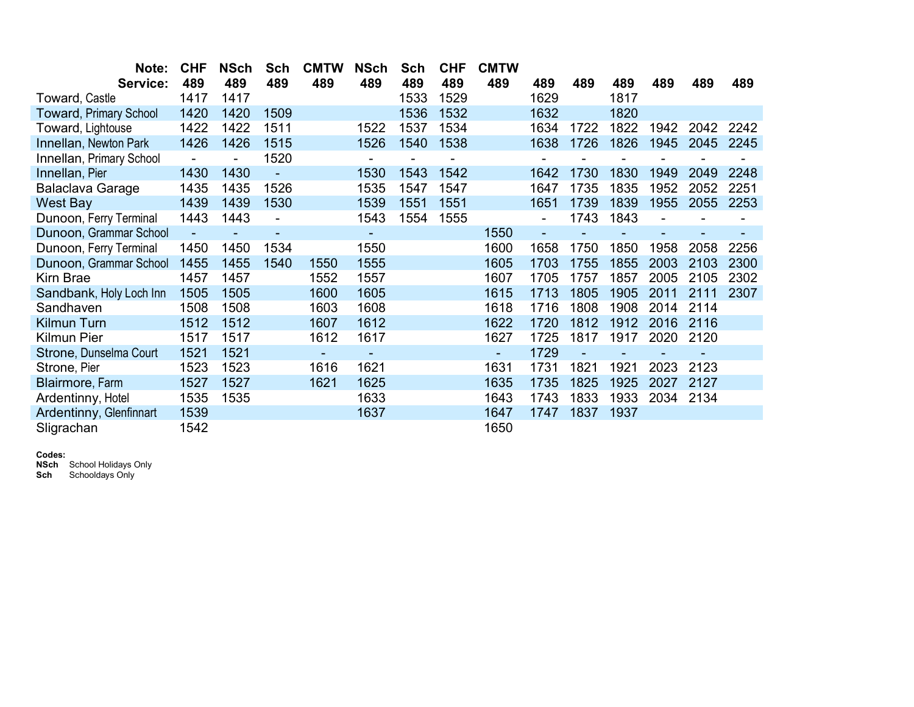| Note: | CHF | NSch | Sch | CMTW | NSch | Sch | CHF | CMTW | | | | | | |
|---|---|---|---|---|---|---|---|---|---|---|---|---|---|---|
| **Service:** | **489** | **489** | **489** | **489** | **489** | **489** | **489** | **489** | **489** | **489** | **489** | **489** | **489** | **489** |
| Toward, Castle | 1417 | 1417 | | | | 1533 | 1529 | | 1629 | | 1817 | | | |
| Toward, Primary School | 1420 | 1420 | 1509 | | | 1536 | 1532 | | 1632 | | 1820 | | | |
| Toward, Lightouse | 1422 | 1422 | 1511 | | 1522 | 1537 | 1534 | | 1634 | 1722 | 1822 | 1942 | 2042 | 2242 |
| Innellan, Newton Park | 1426 | 1426 | 1515 | | 1526 | 1540 | 1538 | | 1638 | 1726 | 1826 | 1945 | 2045 | 2245 |
| Innellan, Primary School | - | - | 1520 | | - | - | - | | - | - | - | - | - | - |
| Innellan, Pier | 1430 | 1430 | - | | 1530 | 1543 | 1542 | | 1642 | 1730 | 1830 | 1949 | 2049 | 2248 |
| Balaclava Garage | 1435 | 1435 | 1526 | | 1535 | 1547 | 1547 | | 1647 | 1735 | 1835 | 1952 | 2052 | 2251 |
| West Bay | 1439 | 1439 | 1530 | | 1539 | 1551 | 1551 | | 1651 | 1739 | 1839 | 1955 | 2055 | 2253 |
| Dunoon, Ferry Terminal | 1443 | 1443 | - | | 1543 | 1554 | 1555 | | - | 1743 | 1843 | - | - | - |
| Dunoon, Grammar School | - | - | - | | - | | | 1550 | - | - | - | - | - | - |
| Dunoon, Ferry Terminal | 1450 | 1450 | 1534 | | 1550 | | | 1600 | 1658 | 1750 | 1850 | 1958 | 2058 | 2256 |
| Dunoon, Grammar School | 1455 | 1455 | 1540 | 1550 | 1555 | | | 1605 | 1703 | 1755 | 1855 | 2003 | 2103 | 2300 |
| Kirn Brae | 1457 | 1457 | | 1552 | 1557 | | | 1607 | 1705 | 1757 | 1857 | 2005 | 2105 | 2302 |
| Sandbank, Holy Loch Inn | 1505 | 1505 | | 1600 | 1605 | | | 1615 | 1713 | 1805 | 1905 | 2011 | 2111 | 2307 |
| Sandhaven | 1508 | 1508 | | 1603 | 1608 | | | 1618 | 1716 | 1808 | 1908 | 2014 | 2114 | |
| Kilmun Turn | 1512 | 1512 | | 1607 | 1612 | | | 1622 | 1720 | 1812 | 1912 | 2016 | 2116 | |
| Kilmun Pier | 1517 | 1517 | | 1612 | 1617 | | | 1627 | 1725 | 1817 | 1917 | 2020 | 2120 | |
| Strone, Dunselma Court | 1521 | 1521 | | - | - | | | - | 1729 | - | - | - | - | |
| Strone, Pier | 1523 | 1523 | | 1616 | 1621 | | | 1631 | 1731 | 1821 | 1921 | 2023 | 2123 | |
| Blairmore, Farm | 1527 | 1527 | | 1621 | 1625 | | | 1635 | 1735 | 1825 | 1925 | 2027 | 2127 | |
| Ardentinny, Hotel | 1535 | 1535 | | | 1633 | | | 1643 | 1743 | 1833 | 1933 | 2034 | 2134 | |
| Ardentinny, Glenfinnart | 1539 | | | | 1637 | | | 1647 | 1747 | 1837 | 1937 | | | |
| Sligrachan | 1542 | | | | | | | 1650 | | | | | | |

**Codes:**
**NSch** School Holidays Only
**Sch** Schooldays Only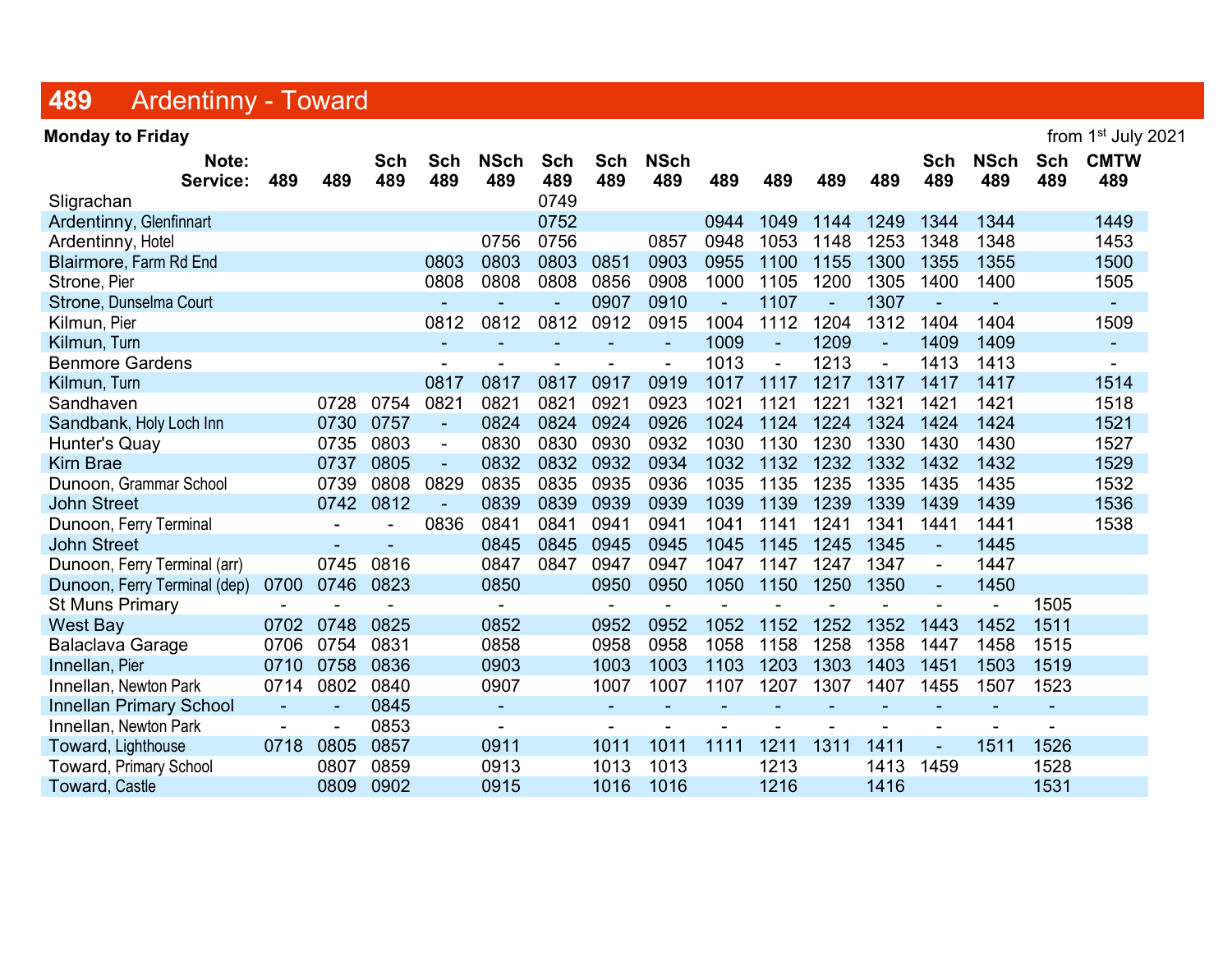# 489 Ardentinny - Toward

**Monday to Friday** from 1st July 2021

| Note: | | | Sch | Sch | NSch | Sch | Sch | NSch | | | | | Sch | NSch | Sch | CMTW |
|---|---|---|---|---|---|---|---|---|---|---|---|---|---|---|---|---|
| **Service:** | **489** | **489** | **489** | **489** | **489** | **489** | **489** | **489** | **489** | **489** | **489** | **489** | **489** | **489** | **489** | **489** |
| Sligrachan | | | | | | 0749 | | | | | | | | | | |
| Ardentinny, Glenfinnart | | | | | | 0752 | | | 0944 | 1049 | 1144 | 1249 | 1344 | 1344 | | 1449 |
| Ardentinny, Hotel | | | | | 0756 | 0756 | | 0857 | 0948 | 1053 | 1148 | 1253 | 1348 | 1348 | | 1453 |
| Blairmore, Farm Rd End | | | | 0803 | 0803 | 0803 | 0851 | 0903 | 0955 | 1100 | 1155 | 1300 | 1355 | 1355 | | 1500 |
| Strone, Pier | | | | 0808 | 0808 | 0808 | 0856 | 0908 | 1000 | 1105 | 1200 | 1305 | 1400 | 1400 | | 1505 |
| Strone, Dunselma Court | | | | - | - | - | 0907 | 0910 | - | 1107 | - | 1307 | - | - | | - |
| Kilmun, Pier | | | | 0812 | 0812 | 0812 | 0912 | 0915 | 1004 | 1112 | 1204 | 1312 | 1404 | 1404 | | 1509 |
| Kilmun, Turn | | | | - | - | - | - | - | 1009 | - | 1209 | - | 1409 | 1409 | | - |
| Benmore Gardens | | | | - | - | - | - | - | 1013 | - | 1213 | - | 1413 | 1413 | | - |
| Kilmun, Turn | | | | 0817 | 0817 | 0817 | 0917 | 0919 | 1017 | 1117 | 1217 | 1317 | 1417 | 1417 | | 1514 |
| Sandhaven | | 0728 | 0754 | 0821 | 0821 | 0821 | 0921 | 0923 | 1021 | 1121 | 1221 | 1321 | 1421 | 1421 | | 1518 |
| Sandbank, Holy Loch Inn | | 0730 | 0757 | - | 0824 | 0824 | 0924 | 0926 | 1024 | 1124 | 1224 | 1324 | 1424 | 1424 | | 1521 |
| Hunter's Quay | | 0735 | 0803 | - | 0830 | 0830 | 0930 | 0932 | 1030 | 1130 | 1230 | 1330 | 1430 | 1430 | | 1527 |
| Kirn Brae | | 0737 | 0805 | - | 0832 | 0832 | 0932 | 0934 | 1032 | 1132 | 1232 | 1332 | 1432 | 1432 | | 1529 |
| Dunoon, Grammar School | | 0739 | 0808 | 0829 | 0835 | 0835 | 0935 | 0936 | 1035 | 1135 | 1235 | 1335 | 1435 | 1435 | | 1532 |
| John Street | | 0742 | 0812 | - | 0839 | 0839 | 0939 | 0939 | 1039 | 1139 | 1239 | 1339 | 1439 | 1439 | | 1536 |
| Dunoon, Ferry Terminal | | - | - | 0836 | 0841 | 0841 | 0941 | 0941 | 1041 | 1141 | 1241 | 1341 | 1441 | 1441 | | 1538 |
| John Street | | - | - | | 0845 | 0845 | 0945 | 0945 | 1045 | 1145 | 1245 | 1345 | - | 1445 | | |
| Dunoon, Ferry Terminal (arr) | | 0745 | 0816 | | 0847 | 0847 | 0947 | 0947 | 1047 | 1147 | 1247 | 1347 | - | 1447 | | |
| Dunoon, Ferry Terminal (dep) | 0700 | 0746 | 0823 | | 0850 | | 0950 | 0950 | 1050 | 1150 | 1250 | 1350 | - | 1450 | | |
| St Muns Primary | - | - | - | | - | | - | - | - | - | - | - | - | - | 1505 | |
| West Bay | 0702 | 0748 | 0825 | | 0852 | | 0952 | 0952 | 1052 | 1152 | 1252 | 1352 | 1443 | 1452 | 1511 | |
| Balaclava Garage | 0706 | 0754 | 0831 | | 0858 | | 0958 | 0958 | 1058 | 1158 | 1258 | 1358 | 1447 | 1458 | 1515 | |
| Innellan, Pier | 0710 | 0758 | 0836 | | 0903 | | 1003 | 1003 | 1103 | 1203 | 1303 | 1403 | 1451 | 1503 | 1519 | |
| Innellan, Newton Park | 0714 | 0802 | 0840 | | 0907 | | 1007 | 1007 | 1107 | 1207 | 1307 | 1407 | 1455 | 1507 | 1523 | |
| Innellan Primary School | - | - | 0845 | | - | | - | - | - | - | - | - | - | - | - | |
| Innellan, Newton Park | - | - | 0853 | | - | | - | - | - | - | - | - | - | - | - | |
| Toward, Lighthouse | 0718 | 0805 | 0857 | | 0911 | | 1011 | 1011 | 1111 | 1211 | 1311 | 1411 | - | 1511 | 1526 | |
| Toward, Primary School | | 0807 | 0859 | | 0913 | | 1013 | 1013 | | 1213 | | 1413 | 1459 | | 1528 | |
| Toward, Castle | | 0809 | 0902 | | 0915 | | 1016 | 1016 | | 1216 | | 1416 | | | 1531 | |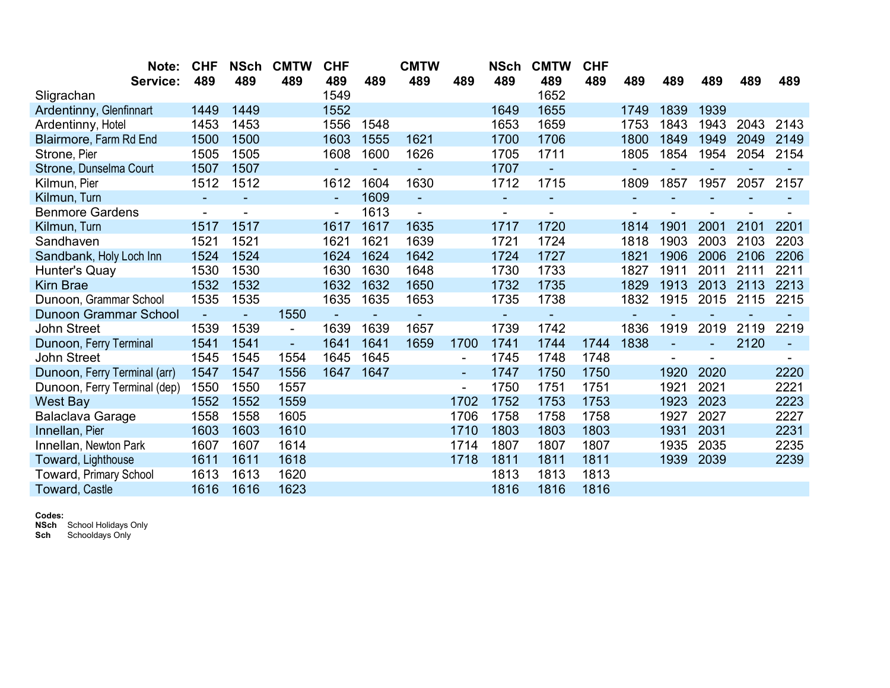| Note: | CHF | NSch | CMTW | CHF | | CMTW | | NSch | CMTW | CHF | | | | | |
|---|---|---|---|---|---|---|---|---|---|---|---|---|---|---|---|
| **Service:** | **489** | **489** | **489** | **489** | **489** | **489** | **489** | **489** | **489** | **489** | **489** | **489** | **489** | **489** | **489** |
| Sligrachan | | | | 1549 | | | | | 1652 | | | | | | |
| Ardentinny, Glenfinnart | 1449 | 1449 | | 1552 | | | | 1649 | 1655 | | 1749 | 1839 | 1939 | | |
| Ardentinny, Hotel | 1453 | 1453 | | 1556 | 1548 | | | 1653 | 1659 | | 1753 | 1843 | 1943 | 2043 | 2143 |
| Blairmore, Farm Rd End | 1500 | 1500 | | 1603 | 1555 | 1621 | | 1700 | 1706 | | 1800 | 1849 | 1949 | 2049 | 2149 |
| Strone, Pier | 1505 | 1505 | | 1608 | 1600 | 1626 | | 1705 | 1711 | | 1805 | 1854 | 1954 | 2054 | 2154 |
| Strone, Dunselma Court | 1507 | 1507 | | - | - | - | | 1707 | - | | - | - | - | - | - |
| Kilmun, Pier | 1512 | 1512 | | 1612 | 1604 | 1630 | | 1712 | 1715 | | 1809 | 1857 | 1957 | 2057 | 2157 |
| Kilmun, Turn | - | - | | - | 1609 | - | | - | - | | - | - | - | - | - |
| Benmore Gardens | - | - | | - | 1613 | - | | - | - | | - | - | - | - | - |
| Kilmun, Turn | 1517 | 1517 | | 1617 | 1617 | 1635 | | 1717 | 1720 | | 1814 | 1901 | 2001 | 2101 | 2201 |
| Sandhaven | 1521 | 1521 | | 1621 | 1621 | 1639 | | 1721 | 1724 | | 1818 | 1903 | 2003 | 2103 | 2203 |
| Sandbank, Holy Loch Inn | 1524 | 1524 | | 1624 | 1624 | 1642 | | 1724 | 1727 | | 1821 | 1906 | 2006 | 2106 | 2206 |
| Hunter's Quay | 1530 | 1530 | | 1630 | 1630 | 1648 | | 1730 | 1733 | | 1827 | 1911 | 2011 | 2111 | 2211 |
| Kirn Brae | 1532 | 1532 | | 1632 | 1632 | 1650 | | 1732 | 1735 | | 1829 | 1913 | 2013 | 2113 | 2213 |
| Dunoon, Grammar School | 1535 | 1535 | | 1635 | 1635 | 1653 | | 1735 | 1738 | | 1832 | 1915 | 2015 | 2115 | 2215 |
| Dunoon Grammar School | - | - | 1550 | - | - | - | | - | - | | - | - | - | - | - |
| John Street | 1539 | 1539 | - | 1639 | 1639 | 1657 | | 1739 | 1742 | | 1836 | 1919 | 2019 | 2119 | 2219 |
| Dunoon, Ferry Terminal | 1541 | 1541 | - | 1641 | 1641 | 1659 | 1700 | 1741 | 1744 | 1744 | 1838 | - | - | 2120 | - |
| John Street | 1545 | 1545 | 1554 | 1645 | 1645 | | - | 1745 | 1748 | 1748 | | - | - | | - |
| Dunoon, Ferry Terminal (arr) | 1547 | 1547 | 1556 | 1647 | 1647 | | - | 1747 | 1750 | 1750 | | 1920 | 2020 | | 2220 |
| Dunoon, Ferry Terminal (dep) | 1550 | 1550 | 1557 | | | | - | 1750 | 1751 | 1751 | | 1921 | 2021 | | 2221 |
| West Bay | 1552 | 1552 | 1559 | | | | 1702 | 1752 | 1753 | 1753 | | 1923 | 2023 | | 2223 |
| Balaclava Garage | 1558 | 1558 | 1605 | | | | 1706 | 1758 | 1758 | 1758 | | 1927 | 2027 | | 2227 |
| Innellan, Pier | 1603 | 1603 | 1610 | | | | 1710 | 1803 | 1803 | 1803 | | 1931 | 2031 | | 2231 |
| Innellan, Newton Park | 1607 | 1607 | 1614 | | | | 1714 | 1807 | 1807 | 1807 | | 1935 | 2035 | | 2235 |
| Toward, Lighthouse | 1611 | 1611 | 1618 | | | | 1718 | 1811 | 1811 | 1811 | | 1939 | 2039 | | 2239 |
| Toward, Primary School | 1613 | 1613 | 1620 | | | | | 1813 | 1813 | 1813 | | | | | |
| Toward, Castle | 1616 | 1616 | 1623 | | | | | 1816 | 1816 | 1816 | | | | | |

**Codes:**
**NSch** School Holidays Only
**Sch** Schooldays Only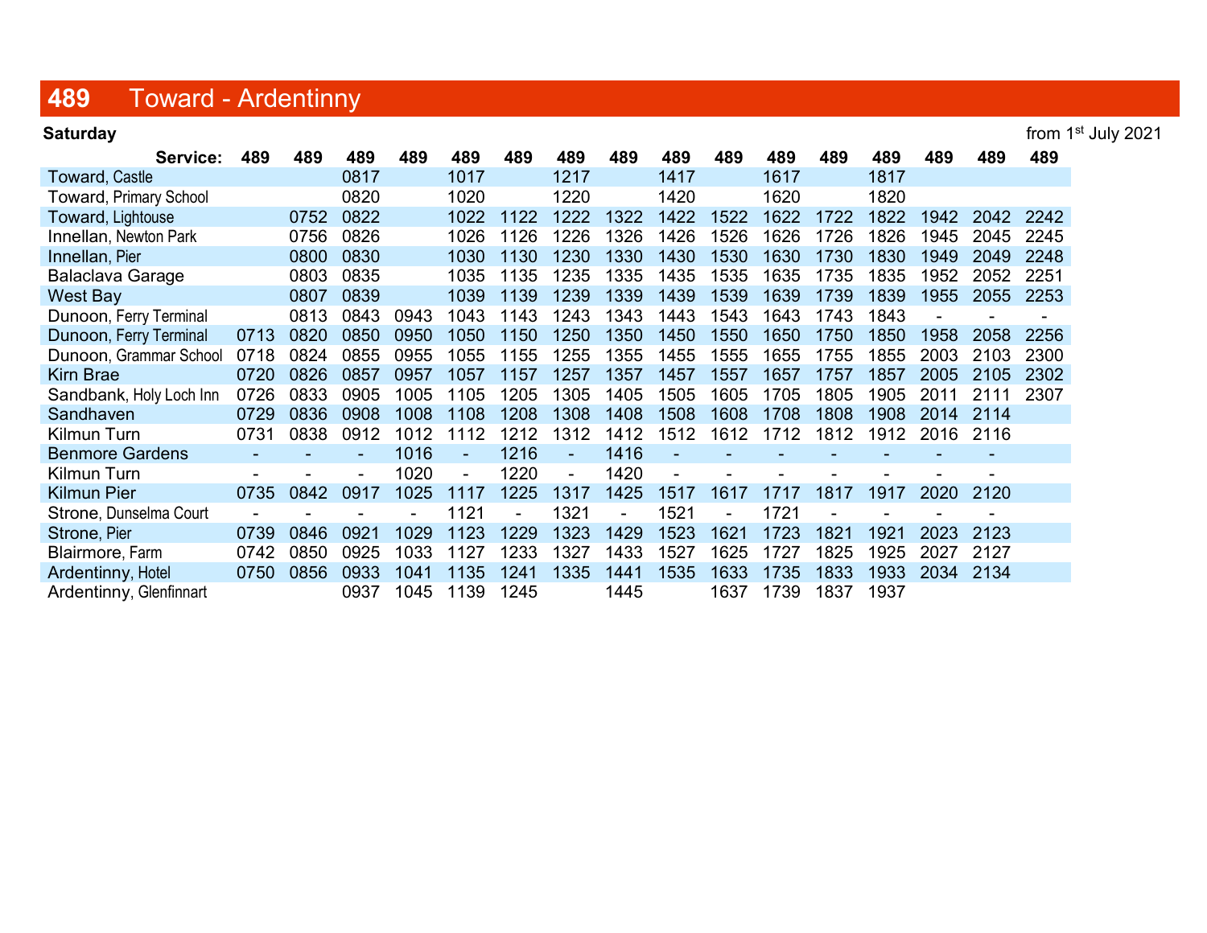## 489 Toward - Ardentinny

**Saturday** from 1st July 2021

| Service: | 489 | 489 | 489 | 489 | 489 | 489 | 489 | 489 | 489 | 489 | 489 | 489 | 489 | 489 | 489 | 489 |
|---|---|---|---|---|---|---|---|---|---|---|---|---|---|---|---|---|
| Toward, Castle | | | 0817 | | 1017 | | 1217 | | 1417 | | 1617 | | 1817 | | | |
| Toward, Primary School | | | 0820 | | 1020 | | 1220 | | 1420 | | 1620 | | 1820 | | | |
| Toward, Lightouse | | 0752 | 0822 | | 1022 | 1122 | 1222 | 1322 | 1422 | 1522 | 1622 | 1722 | 1822 | 1942 | 2042 | 2242 |
| Innellan, Newton Park | | 0756 | 0826 | | 1026 | 1126 | 1226 | 1326 | 1426 | 1526 | 1626 | 1726 | 1826 | 1945 | 2045 | 2245 |
| Innellan, Pier | | 0800 | 0830 | | 1030 | 1130 | 1230 | 1330 | 1430 | 1530 | 1630 | 1730 | 1830 | 1949 | 2049 | 2248 |
| Balaclava Garage | | 0803 | 0835 | | 1035 | 1135 | 1235 | 1335 | 1435 | 1535 | 1635 | 1735 | 1835 | 1952 | 2052 | 2251 |
| West Bay | | 0807 | 0839 | | 1039 | 1139 | 1239 | 1339 | 1439 | 1539 | 1639 | 1739 | 1839 | 1955 | 2055 | 2253 |
| Dunoon, Ferry Terminal | | 0813 | 0843 | 0943 | 1043 | 1143 | 1243 | 1343 | 1443 | 1543 | 1643 | 1743 | 1843 | - | - | - |
| Dunoon, Ferry Terminal | 0713 | 0820 | 0850 | 0950 | 1050 | 1150 | 1250 | 1350 | 1450 | 1550 | 1650 | 1750 | 1850 | 1958 | 2058 | 2256 |
| Dunoon, Grammar School | 0718 | 0824 | 0855 | 0955 | 1055 | 1155 | 1255 | 1355 | 1455 | 1555 | 1655 | 1755 | 1855 | 2003 | 2103 | 2300 |
| Kirn Brae | 0720 | 0826 | 0857 | 0957 | 1057 | 1157 | 1257 | 1357 | 1457 | 1557 | 1657 | 1757 | 1857 | 2005 | 2105 | 2302 |
| Sandbank, Holy Loch Inn | 0726 | 0833 | 0905 | 1005 | 1105 | 1205 | 1305 | 1405 | 1505 | 1605 | 1705 | 1805 | 1905 | 2011 | 2111 | 2307 |
| Sandhaven | 0729 | 0836 | 0908 | 1008 | 1108 | 1208 | 1308 | 1408 | 1508 | 1608 | 1708 | 1808 | 1908 | 2014 | 2114 | |
| Kilmun Turn | 0731 | 0838 | 0912 | 1012 | 1112 | 1212 | 1312 | 1412 | 1512 | 1612 | 1712 | 1812 | 1912 | 2016 | 2116 | |
| Benmore Gardens | - | - | - | 1016 | - | 1216 | - | 1416 | - | - | - | - | - | - | - | |
| Kilmun Turn | - | - | - | 1020 | - | 1220 | - | 1420 | - | - | - | - | - | - | - | |
| Kilmun Pier | 0735 | 0842 | 0917 | 1025 | 1117 | 1225 | 1317 | 1425 | 1517 | 1617 | 1717 | 1817 | 1917 | 2020 | 2120 | |
| Strone, Dunselma Court | - | - | - | - | 1121 | - | 1321 | - | 1521 | - | 1721 | - | - | - | - | |
| Strone, Pier | 0739 | 0846 | 0921 | 1029 | 1123 | 1229 | 1323 | 1429 | 1523 | 1621 | 1723 | 1821 | 1921 | 2023 | 2123 | |
| Blairmore, Farm | 0742 | 0850 | 0925 | 1033 | 1127 | 1233 | 1327 | 1433 | 1527 | 1625 | 1727 | 1825 | 1925 | 2027 | 2127 | |
| Ardentinny, Hotel | 0750 | 0856 | 0933 | 1041 | 1135 | 1241 | 1335 | 1441 | 1535 | 1633 | 1735 | 1833 | 1933 | 2034 | 2134 | |
| Ardentinny, Glenfinnart | | | 0937 | 1045 | 1139 | 1245 | | 1445 | | 1637 | 1739 | 1837 | 1937 | | | |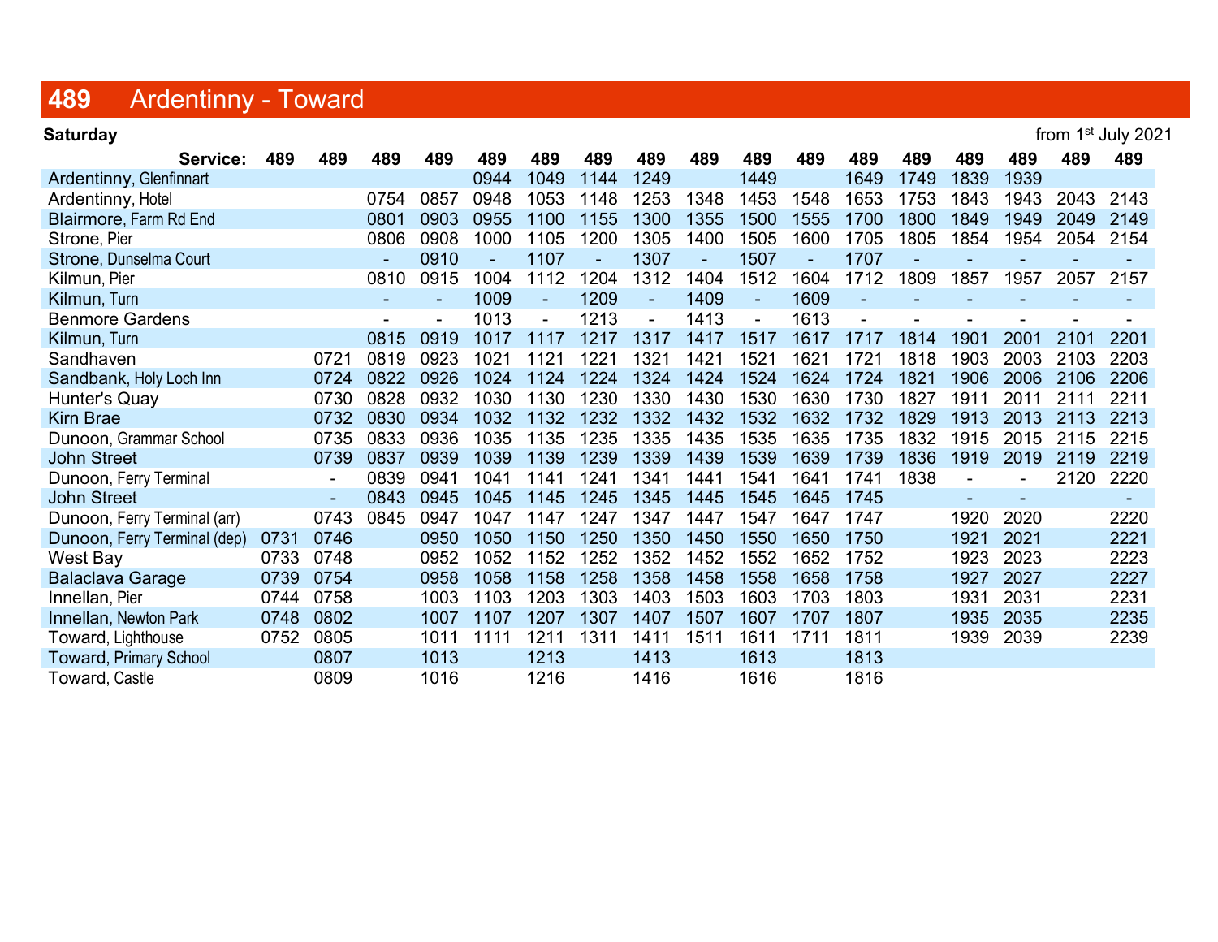# 489 Ardentinny - Toward

**Saturday** from 1st July 2021

| Service: | 489 | 489 | 489 | 489 | 489 | 489 | 489 | 489 | 489 | 489 | 489 | 489 | 489 | 489 | 489 | 489 | 489 |
|---|---|---|---|---|---|---|---|---|---|---|---|---|---|---|---|---|---|
| Ardentinny, Glenfinnart | | | | | 0944 | 1049 | 1144 | 1249 | | 1449 | | 1649 | 1749 | 1839 | 1939 | | |
| Ardentinny, Hotel | | | 0754 | 0857 | 0948 | 1053 | 1148 | 1253 | 1348 | 1453 | 1548 | 1653 | 1753 | 1843 | 1943 | 2043 | 2143 |
| Blairmore, Farm Rd End | | | 0801 | 0903 | 0955 | 1100 | 1155 | 1300 | 1355 | 1500 | 1555 | 1700 | 1800 | 1849 | 1949 | 2049 | 2149 |
| Strone, Pier | | | 0806 | 0908 | 1000 | 1105 | 1200 | 1305 | 1400 | 1505 | 1600 | 1705 | 1805 | 1854 | 1954 | 2054 | 2154 |
| Strone, Dunselma Court | | | - | 0910 | - | 1107 | - | 1307 | - | 1507 | - | 1707 | - | - | - | - | - |
| Kilmun, Pier | | | 0810 | 0915 | 1004 | 1112 | 1204 | 1312 | 1404 | 1512 | 1604 | 1712 | 1809 | 1857 | 1957 | 2057 | 2157 |
| Kilmun, Turn | | | - | - | 1009 | - | 1209 | - | 1409 | - | 1609 | - | - | - | - | - | - |
| Benmore Gardens | | | - | - | 1013 | - | 1213 | - | 1413 | - | 1613 | - | - | - | - | - | - |
| Kilmun, Turn | | | 0815 | 0919 | 1017 | 1117 | 1217 | 1317 | 1417 | 1517 | 1617 | 1717 | 1814 | 1901 | 2001 | 2101 | 2201 |
| Sandhaven | | 0721 | 0819 | 0923 | 1021 | 1121 | 1221 | 1321 | 1421 | 1521 | 1621 | 1721 | 1818 | 1903 | 2003 | 2103 | 2203 |
| Sandbank, Holy Loch Inn | | 0724 | 0822 | 0926 | 1024 | 1124 | 1224 | 1324 | 1424 | 1524 | 1624 | 1724 | 1821 | 1906 | 2006 | 2106 | 2206 |
| Hunter's Quay | | 0730 | 0828 | 0932 | 1030 | 1130 | 1230 | 1330 | 1430 | 1530 | 1630 | 1730 | 1827 | 1911 | 2011 | 2111 | 2211 |
| Kirn Brae | | 0732 | 0830 | 0934 | 1032 | 1132 | 1232 | 1332 | 1432 | 1532 | 1632 | 1732 | 1829 | 1913 | 2013 | 2113 | 2213 |
| Dunoon, Grammar School | | 0735 | 0833 | 0936 | 1035 | 1135 | 1235 | 1335 | 1435 | 1535 | 1635 | 1735 | 1832 | 1915 | 2015 | 2115 | 2215 |
| John Street | | 0739 | 0837 | 0939 | 1039 | 1139 | 1239 | 1339 | 1439 | 1539 | 1639 | 1739 | 1836 | 1919 | 2019 | 2119 | 2219 |
| Dunoon, Ferry Terminal | | - | 0839 | 0941 | 1041 | 1141 | 1241 | 1341 | 1441 | 1541 | 1641 | 1741 | 1838 | - | - | 2120 | 2220 |
| John Street | | - | 0843 | 0945 | 1045 | 1145 | 1245 | 1345 | 1445 | 1545 | 1645 | 1745 | | - | - | | - |
| Dunoon, Ferry Terminal (arr) | | 0743 | 0845 | 0947 | 1047 | 1147 | 1247 | 1347 | 1447 | 1547 | 1647 | 1747 | | 1920 | 2020 | | 2220 |
| Dunoon, Ferry Terminal (dep) | 0731 | 0746 | | 0950 | 1050 | 1150 | 1250 | 1350 | 1450 | 1550 | 1650 | 1750 | | 1921 | 2021 | | 2221 |
| West Bay | 0733 | 0748 | | 0952 | 1052 | 1152 | 1252 | 1352 | 1452 | 1552 | 1652 | 1752 | | 1923 | 2023 | | 2223 |
| Balaclava Garage | 0739 | 0754 | | 0958 | 1058 | 1158 | 1258 | 1358 | 1458 | 1558 | 1658 | 1758 | | 1927 | 2027 | | 2227 |
| Innellan, Pier | 0744 | 0758 | | 1003 | 1103 | 1203 | 1303 | 1403 | 1503 | 1603 | 1703 | 1803 | | 1931 | 2031 | | 2231 |
| Innellan, Newton Park | 0748 | 0802 | | 1007 | 1107 | 1207 | 1307 | 1407 | 1507 | 1607 | 1707 | 1807 | | 1935 | 2035 | | 2235 |
| Toward, Lighthouse | 0752 | 0805 | | 1011 | 1111 | 1211 | 1311 | 1411 | 1511 | 1611 | 1711 | 1811 | | 1939 | 2039 | | 2239 |
| Toward, Primary School | | 0807 | | 1013 | | 1213 | | 1413 | | 1613 | | 1813 | | | | | |
| Toward, Castle | | 0809 | | 1016 | | 1216 | | 1416 | | 1616 | | 1816 | | | | | |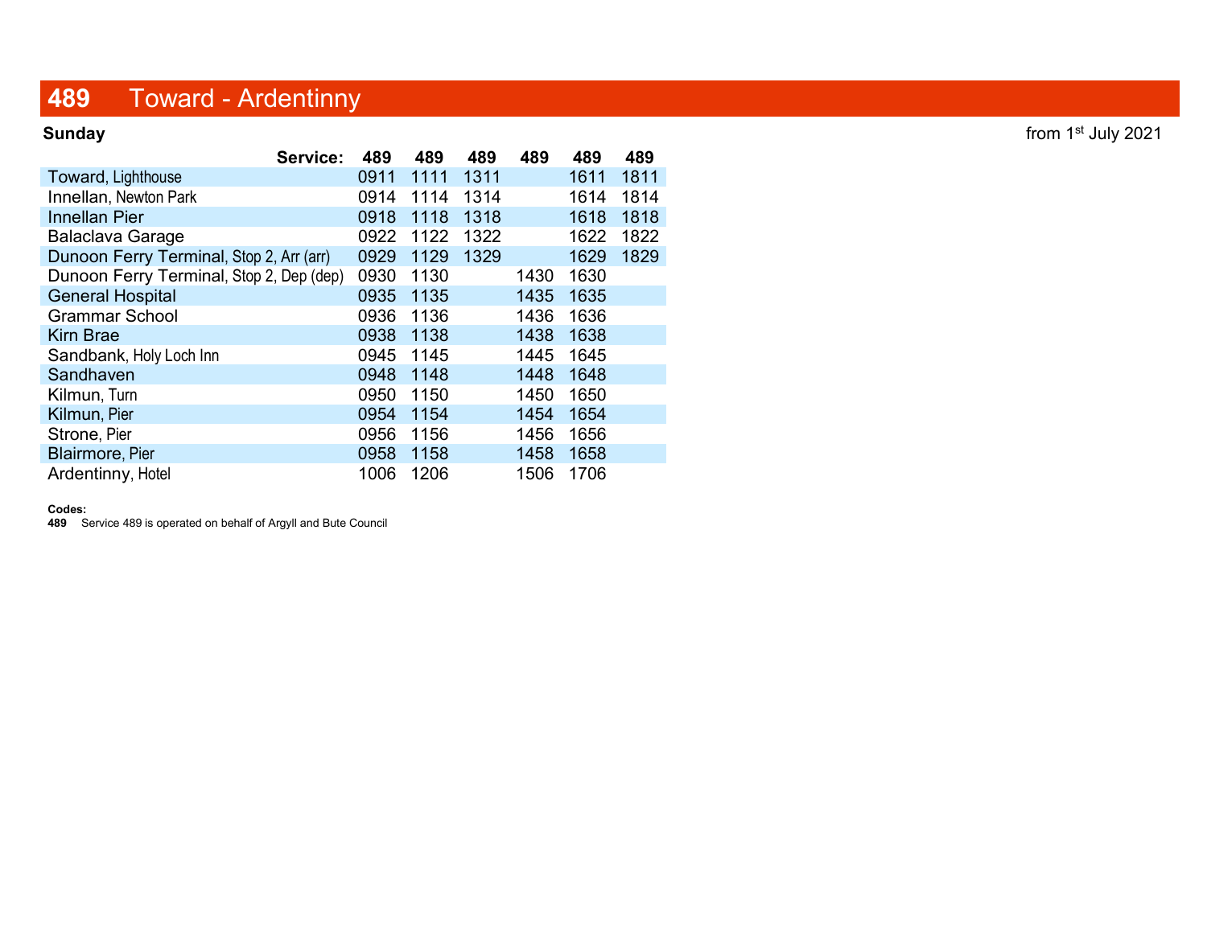# 489 Toward - Ardentinny

**Sunday** from 1st July 2021

| Service: | 489 | 489 | 489 | 489 | 489 | 489 |
|---|---|---|---|---|---|---|
| Toward, Lighthouse | 0911 | 1111 | 1311 | | 1611 | 1811 |
| Innellan, Newton Park | 0914 | 1114 | 1314 | | 1614 | 1814 |
| Innellan Pier | 0918 | 1118 | 1318 | | 1618 | 1818 |
| Balaclava Garage | 0922 | 1122 | 1322 | | 1622 | 1822 |
| Dunoon Ferry Terminal, Stop 2, Arr (arr) | 0929 | 1129 | 1329 | | 1629 | 1829 |
| Dunoon Ferry Terminal, Stop 2, Dep (dep) | 0930 | 1130 | | 1430 | 1630 | |
| General Hospital | 0935 | 1135 | | 1435 | 1635 | |
| Grammar School | 0936 | 1136 | | 1436 | 1636 | |
| Kirn Brae | 0938 | 1138 | | 1438 | 1638 | |
| Sandbank, Holy Loch Inn | 0945 | 1145 | | 1445 | 1645 | |
| Sandhaven | 0948 | 1148 | | 1448 | 1648 | |
| Kilmun, Turn | 0950 | 1150 | | 1450 | 1650 | |
| Kilmun, Pier | 0954 | 1154 | | 1454 | 1654 | |
| Strone, Pier | 0956 | 1156 | | 1456 | 1656 | |
| Blairmore, Pier | 0958 | 1158 | | 1458 | 1658 | |
| Ardentinny, Hotel | 1006 | 1206 | | 1506 | 1706 | |

**Codes:**
**489** Service 489 is operated on behalf of Argyll and Bute Council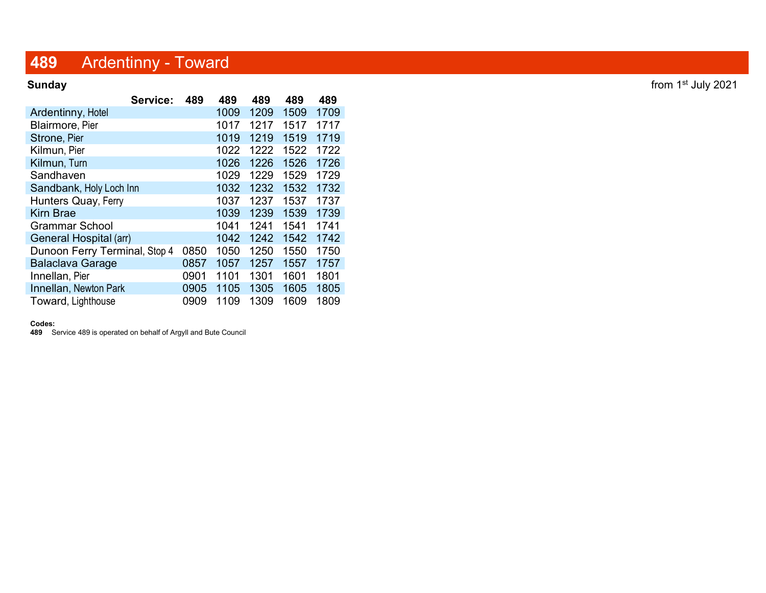# 489 Ardentinny - Toward

**Sunday** from 1st July 2021

| Service: | 489 | 489 | 489 | 489 | 489 |
|---|---|---|---|---|---|
| Ardentinny, Hotel | | 1009 | 1209 | 1509 | 1709 |
| Blairmore, Pier | | 1017 | 1217 | 1517 | 1717 |
| Strone, Pier | | 1019 | 1219 | 1519 | 1719 |
| Kilmun, Pier | | 1022 | 1222 | 1522 | 1722 |
| Kilmun, Turn | | 1026 | 1226 | 1526 | 1726 |
| Sandhaven | | 1029 | 1229 | 1529 | 1729 |
| Sandbank, Holy Loch Inn | | 1032 | 1232 | 1532 | 1732 |
| Hunters Quay, Ferry | | 1037 | 1237 | 1537 | 1737 |
| Kirn Brae | | 1039 | 1239 | 1539 | 1739 |
| Grammar School | | 1041 | 1241 | 1541 | 1741 |
| General Hospital (arr) | | 1042 | 1242 | 1542 | 1742 |
| Dunoon Ferry Terminal, Stop 4 | 0850 | 1050 | 1250 | 1550 | 1750 |
| Balaclava Garage | 0857 | 1057 | 1257 | 1557 | 1757 |
| Innellan, Pier | 0901 | 1101 | 1301 | 1601 | 1801 |
| Innellan, Newton Park | 0905 | 1105 | 1305 | 1605 | 1805 |
| Toward, Lighthouse | 0909 | 1109 | 1309 | 1609 | 1809 |

**Codes:**
**489** Service 489 is operated on behalf of Argyll and Bute Council